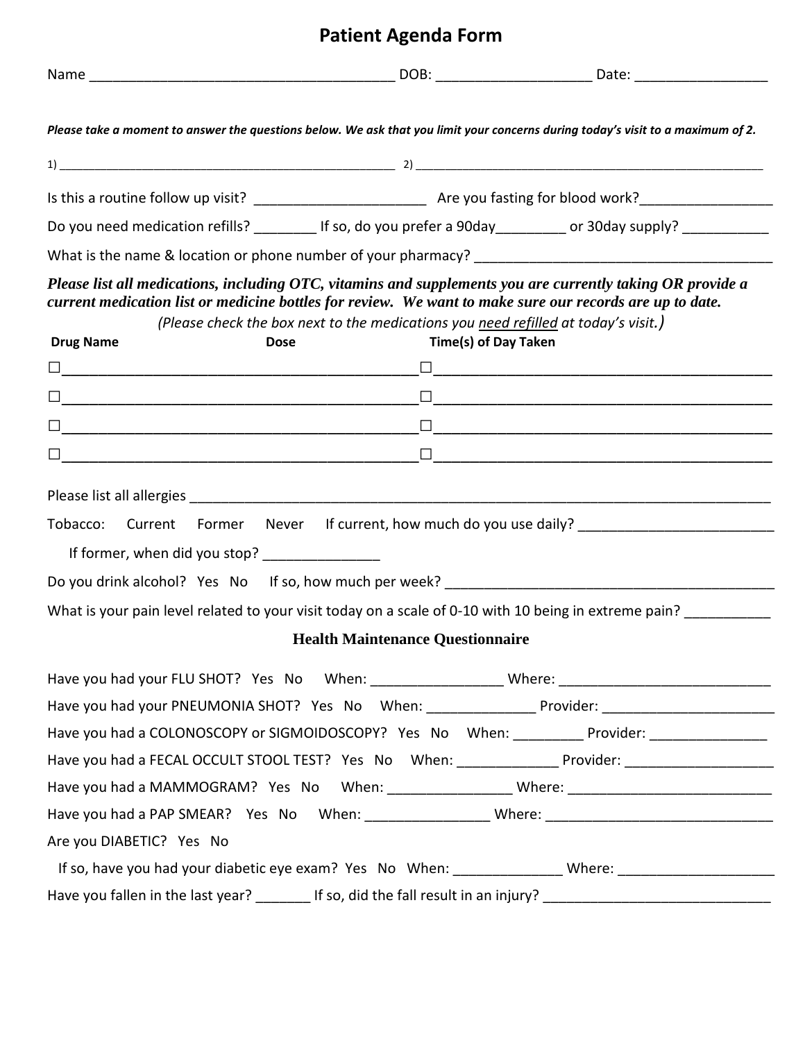# Patient Agenda Form

Name _______________________________________ DOB: ___________________ Date: _________________

***Please take a moment to answer the questions below. We ask that you limit your concerns during today's visit to a maximum of 2.***

1) ____________________________________________________ 2) ______________________________________________________

Is this a routine follow up visit? ______________________ Are you fasting for blood work?_________________

Do you need medication refills? ________ If so, do you prefer a 90day_________ or 30day supply? ___________

What is the name & location or phone number of your pharmacy? ______________________________________

***Please list all medications, including OTC, vitamins and supplements you are currently taking OR provide a current medication list or medicine bottles for review. We want to make sure our records are up to date.***

*(Please check the box next to the medications you need refilled at today's visit.)*

| Drug Name | Dose | Time(s) of Day Taken |
|---|---|---|
| ☐ | | ☐ |
| ☐ | | ☐ |
| ☐ | | ☐ |
| ☐ | | ☐ |

Please list all allergies ___________________________________________________________________________

Tobacco: Current Former Never If current, how much do you use daily? _________________________

If former, when did you stop? _______________

Do you drink alcohol? Yes No If so, how much per week? ____________________________________________

What is your pain level related to your visit today on a scale of 0-10 with 10 being in extreme pain? ___________

## Health Maintenance Questionnaire

Have you had your FLU SHOT? Yes No When: _________________ Where: ___________________________

Have you had your PNEUMONIA SHOT? Yes No When: ______________ Provider: ______________________

Have you had a COLONOSCOPY or SIGMOIDOSCOPY? Yes No When: _________ Provider: _______________

Have you had a FECAL OCCULT STOOL TEST? Yes No When: _____________ Provider: ___________________

Have you had a MAMMOGRAM? Yes No When: ________________ Where: __________________________

Have you had a PAP SMEAR? Yes No When: ________________ Where: _____________________________

Are you DIABETIC? Yes No

If so, have you had your diabetic eye exam? Yes No When: ______________ Where: ___________________

Have you fallen in the last year? _______ If so, did the fall result in an injury? _____________________________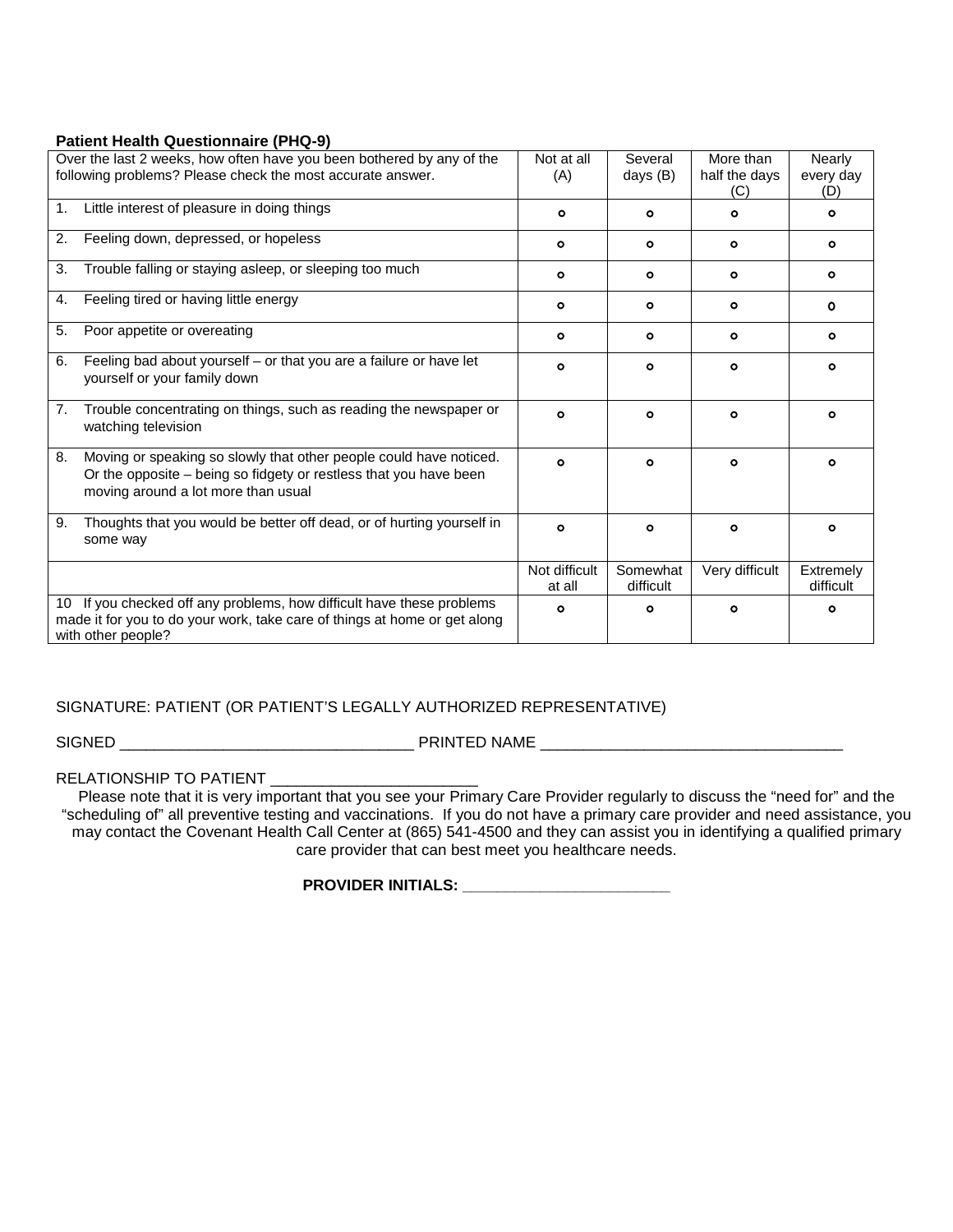**Patient Health Questionnaire (PHQ-9)**

| Over the last 2 weeks, how often have you been bothered by any of the following problems? Please check the most accurate answer. | Not at all (A) | Several days (B) | More than half the days (C) | Nearly every day (D) |
|---|---|---|---|---|
| 1. Little interest of pleasure in doing things | o | o | o | o |
| 2. Feeling down, depressed, or hopeless | o | o | o | o |
| 3. Trouble falling or staying asleep, or sleeping too much | o | o | o | o |
| 4. Feeling tired or having little energy | o | o | o | o |
| 5. Poor appetite or overeating | o | o | o | o |
| 6. Feeling bad about yourself – or that you are a failure or have let yourself or your family down | o | o | o | o |
| 7. Trouble concentrating on things, such as reading the newspaper or watching television | o | o | o | o |
| 8. Moving or speaking so slowly that other people could have noticed. Or the opposite – being so fidgety or restless that you have been moving around a lot more than usual | o | o | o | o |
| 9. Thoughts that you would be better off dead, or of hurting yourself in some way | o | o | o | o |
| | Not difficult at all | Somewhat difficult | Very difficult | Extremely difficult |
| 10 If you checked off any problems, how difficult have these problems made it for you to do your work, take care of things at home or get along with other people? | o | o | o | o |

SIGNATURE: PATIENT (OR PATIENT'S LEGALLY AUTHORIZED REPRESENTATIVE)

SIGNED _________________________________ PRINTED NAME _________________________________

RELATIONSHIP TO PATIENT ________________________

Please note that it is very important that you see your Primary Care Provider regularly to discuss the "need for" and the "scheduling of" all preventive testing and vaccinations. If you do not have a primary care provider and need assistance, you may contact the Covenant Health Call Center at (865) 541-4500 and they can assist you in identifying a qualified primary care provider that can best meet you healthcare needs.

**PROVIDER INITIALS: ________________________**